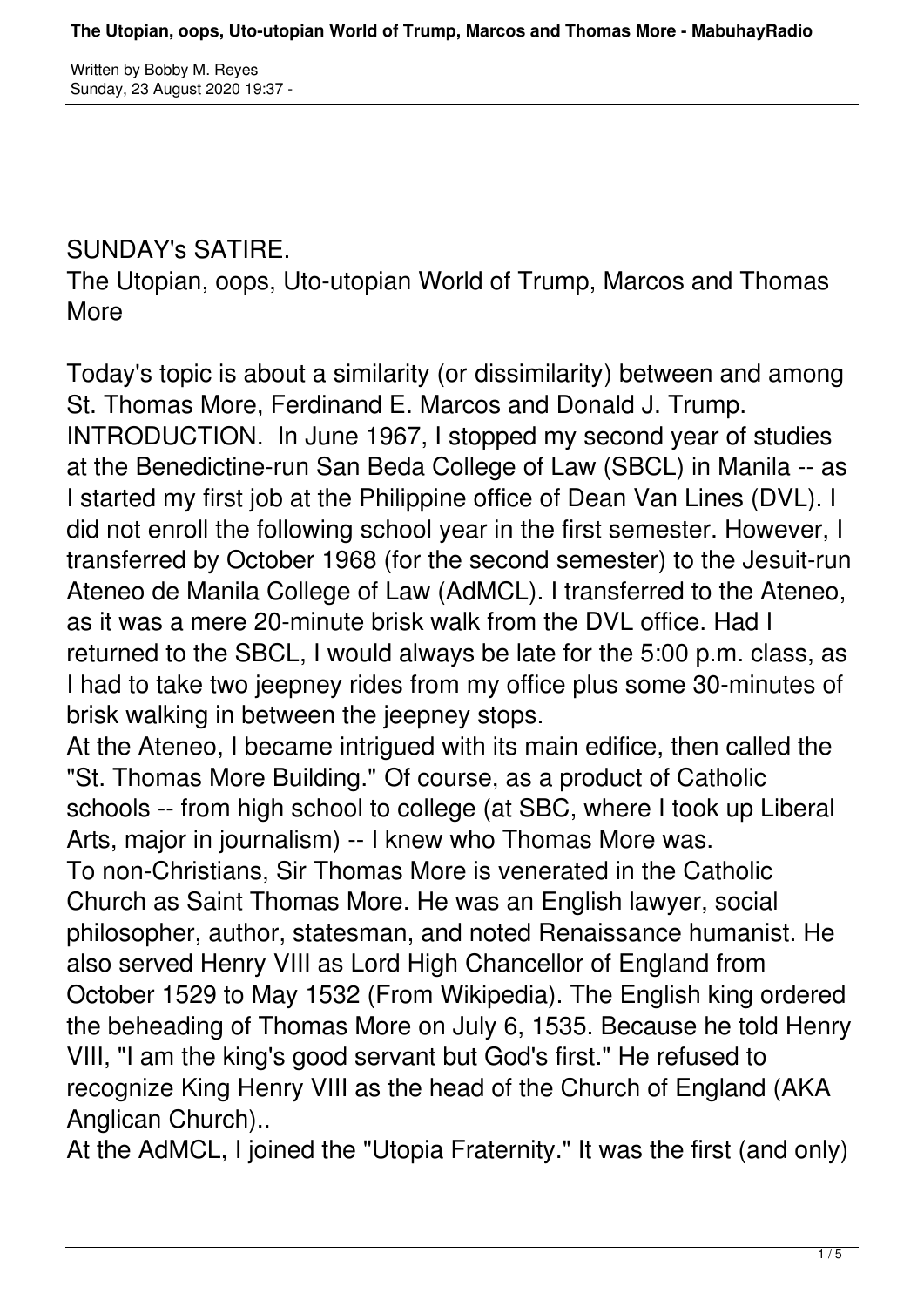SUNDAY's SATIRE.

# The Utopian, oops, Uto-utopian World of Trump, Marcos and Thomas More

Today's topic is about a similarity (or dissimilarity) between and among St. Thomas More, Ferdinand E. Marcos and Donald J. Trump.

INTRODUCTION. In June 1967, I stopped my second year of studies at the Benedictine-run San Beda College of Law (SBCL) in Manila -- as I started my first job at the Philippine office of Dean Van Lines (DVL). I did not enroll the following school year in the first semester. However, I transferred by October 1968 (for the second semester) to the Jesuit-run Ateneo de Manila College of Law (AdMCL). I transferred to the Ateneo, as it was a mere 20-minute brisk walk from the DVL office. Had I returned to the SBCL, I would always be late for the 5:00 p.m. class, as I had to take two jeepney rides from my office plus some 30-minutes of brisk walking in between the jeepney stops.

At the Ateneo, I became intrigued with its main edifice, then called the "St. Thomas More Building." Of course, as a product of Catholic schools -- from high school to college (at SBC, where I took up Liberal Arts, major in journalism) -- I knew who Thomas More was.

To non-Christians, Sir Thomas More is venerated in the Catholic Church as Saint Thomas More. He was an English lawyer, social philosopher, author, statesman, and noted Renaissance humanist. He also served Henry VIII as Lord High Chancellor of England from October 1529 to May 1532 (From Wikipedia). The English king ordered the beheading of Thomas More on July 6, 1535. Because he told Henry VIII, "I am the king's good servant but God's first." He refused to recognize King Henry VIII as the head of the Church of England (AKA Anglican Church)..

At the AdMCL, I joined the "Utopia Fraternity." It was the first (and only)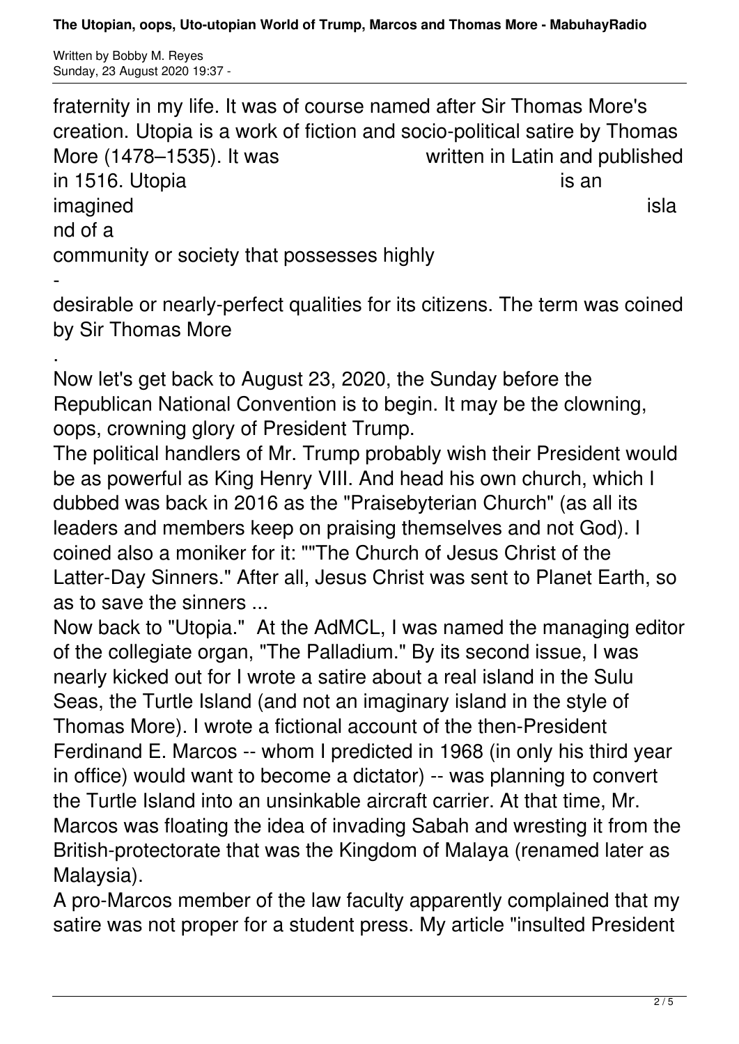fraternity in my life. It was of course named after Sir Thomas More's creation. Utopia is a work of fiction and socio-political satire by Thomas More (1478–1535). It was written in Latin and published in 1516. Utopia is an imagined island of a community or society that possesses highly-desirable or nearly-perfect qualities for its citizens. The term was coined by Sir Thomas More.

Now let's get back to August 23, 2020, the Sunday before the Republican National Convention is to begin. It may be the clowning, oops, crowning glory of President Trump.

The political handlers of Mr. Trump probably wish their President would be as powerful as King Henry VIII. And head his own church, which I dubbed was back in 2016 as the "Praisebyterian Church" (as all its leaders and members keep on praising themselves and not God). I coined also a moniker for it: ""The Church of Jesus Christ of the Latter-Day Sinners." After all, Jesus Christ was sent to Planet Earth, so as to save the sinners ...

Now back to "Utopia." At the AdMCL, I was named the managing editor of the collegiate organ, "The Palladium." By its second issue, I was nearly kicked out for I wrote a satire about a real island in the Sulu Seas, the Turtle Island (and not an imaginary island in the style of Thomas More). I wrote a fictional account of the then-President Ferdinand E. Marcos -- whom I predicted in 1968 (in only his third year in office) would want to become a dictator) -- was planning to convert the Turtle Island into an unsinkable aircraft carrier. At that time, Mr. Marcos was floating the idea of invading Sabah and wresting it from the British-protectorate that was the Kingdom of Malaya (renamed later as Malaysia).

A pro-Marcos member of the law faculty apparently complained that my satire was not proper for a student press. My article "insulted President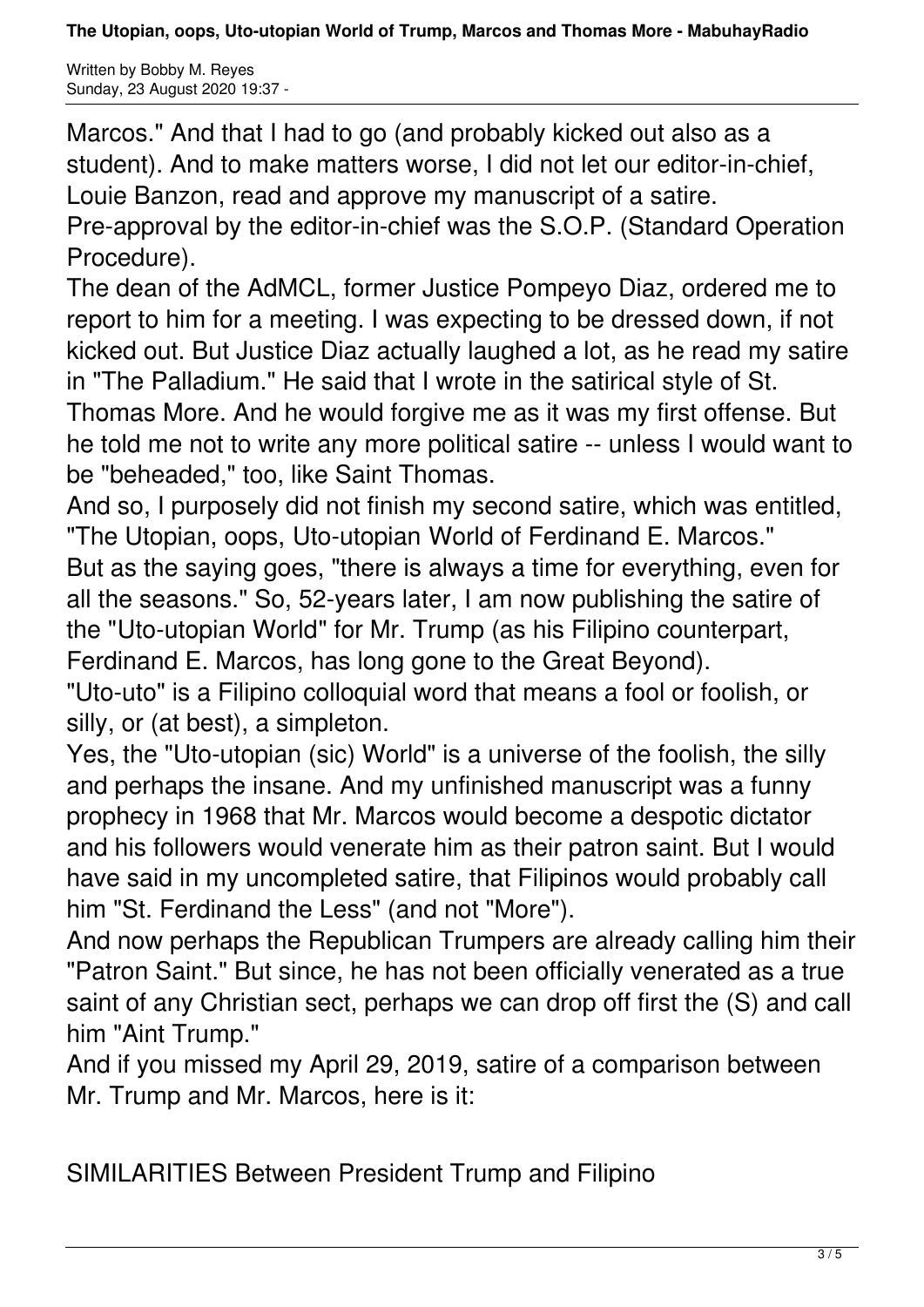Marcos." And that I had to go (and probably kicked out also as a student). And to make matters worse, I did not let our editor-in-chief, Louie Banzon, read and approve my manuscript of a satire.
Pre-approval by the editor-in-chief was the S.O.P. (Standard Operation Procedure).
The dean of the AdMCL, former Justice Pompeyo Diaz, ordered me to report to him for a meeting. I was expecting to be dressed down, if not kicked out. But Justice Diaz actually laughed a lot, as he read my satire in "The Palladium." He said that I wrote in the satirical style of St. Thomas More. And he would forgive me as it was my first offense. But he told me not to write any more political satire -- unless I would want to be "beheaded," too, like Saint Thomas.
And so, I purposely did not finish my second satire, which was entitled, "The Utopian, oops, Uto-utopian World of Ferdinand E. Marcos."
But as the saying goes, "there is always a time for everything, even for all the seasons." So, 52-years later, I am now publishing the satire of the "Uto-utopian World" for Mr. Trump (as his Filipino counterpart, Ferdinand E. Marcos, has long gone to the Great Beyond).
"Uto-uto" is a Filipino colloquial word that means a fool or foolish, or silly, or (at best), a simpleton.
Yes, the "Uto-utopian (sic) World" is a universe of the foolish, the silly and perhaps the insane. And my unfinished manuscript was a funny prophecy in 1968 that Mr. Marcos would become a despotic dictator and his followers would venerate him as their patron saint. But I would have said in my uncompleted satire, that Filipinos would probably call him "St. Ferdinand the Less" (and not "More").
And now perhaps the Republican Trumpers are already calling him their "Patron Saint." But since, he has not been officially venerated as a true saint of any Christian sect, perhaps we can drop off first the (S) and call him "Aint Trump."
And if you missed my April 29, 2019, satire of a comparison between Mr. Trump and Mr. Marcos, here is it:

SIMILARITIES Between President Trump and Filipino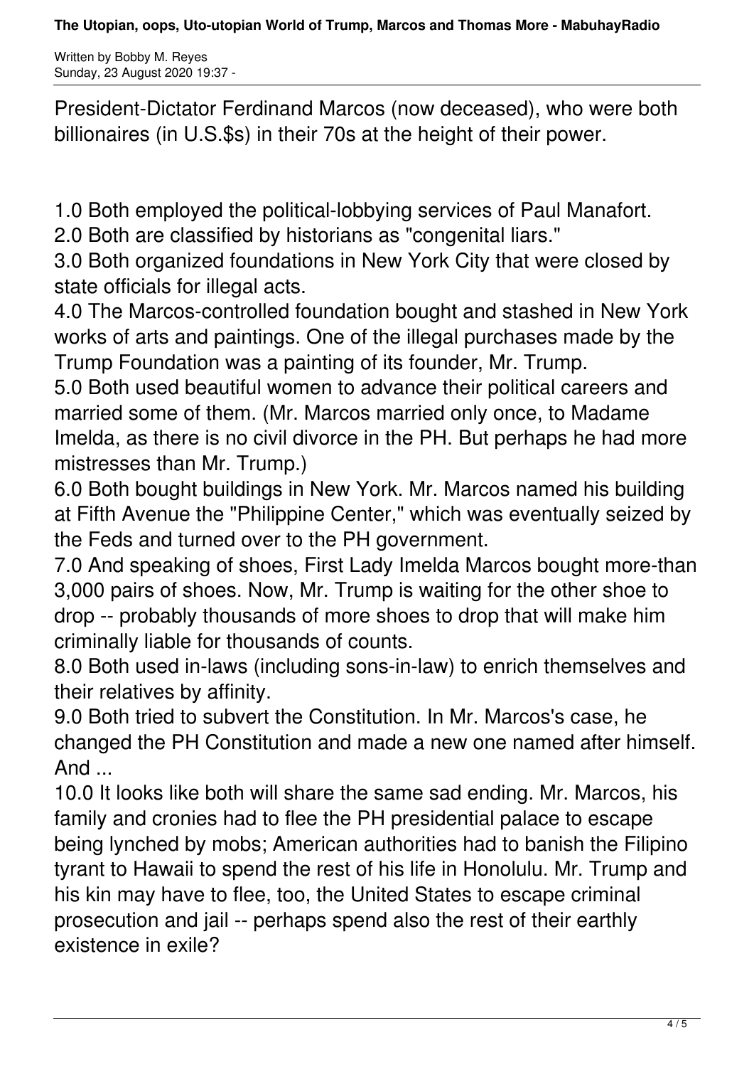President-Dictator Ferdinand Marcos (now deceased), who were both billionaires (in U.S.$s) in their 70s at the height of their power.

1.0 Both employed the political-lobbying services of Paul Manafort.
2.0 Both are classified by historians as "congenital liars."
3.0 Both organized foundations in New York City that were closed by state officials for illegal acts.
4.0 The Marcos-controlled foundation bought and stashed in New York works of arts and paintings. One of the illegal purchases made by the Trump Foundation was a painting of its founder, Mr. Trump.
5.0 Both used beautiful women to advance their political careers and married some of them. (Mr. Marcos married only once, to Madame Imelda, as there is no civil divorce in the PH. But perhaps he had more mistresses than Mr. Trump.)
6.0 Both bought buildings in New York. Mr. Marcos named his building at Fifth Avenue the "Philippine Center," which was eventually seized by the Feds and turned over to the PH government.
7.0 And speaking of shoes, First Lady Imelda Marcos bought more-than 3,000 pairs of shoes. Now, Mr. Trump is waiting for the other shoe to drop -- probably thousands of more shoes to drop that will make him criminally liable for thousands of counts.
8.0 Both used in-laws (including sons-in-law) to enrich themselves and their relatives by affinity.
9.0 Both tried to subvert the Constitution. In Mr. Marcos's case, he changed the PH Constitution and made a new one named after himself. And ...
10.0 It looks like both will share the same sad ending. Mr. Marcos, his family and cronies had to flee the PH presidential palace to escape being lynched by mobs; American authorities had to banish the Filipino tyrant to Hawaii to spend the rest of his life in Honolulu. Mr. Trump and his kin may have to flee, too, the United States to escape criminal prosecution and jail -- perhaps spend also the rest of their earthly existence in exile?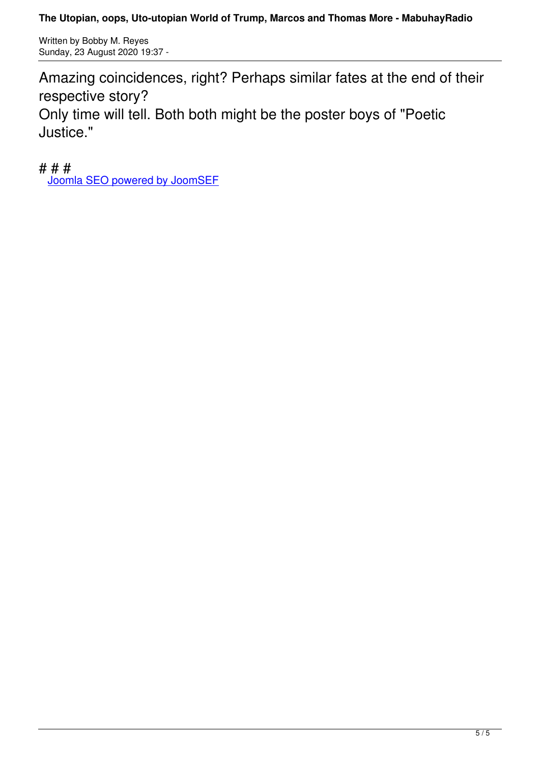Amazing coincidences, right? Perhaps similar fates at the end of their respective story?

Only time will tell. Both both might be the poster boys of "Poetic Justice."

# # #

Joomla SEO powered by JoomSEF